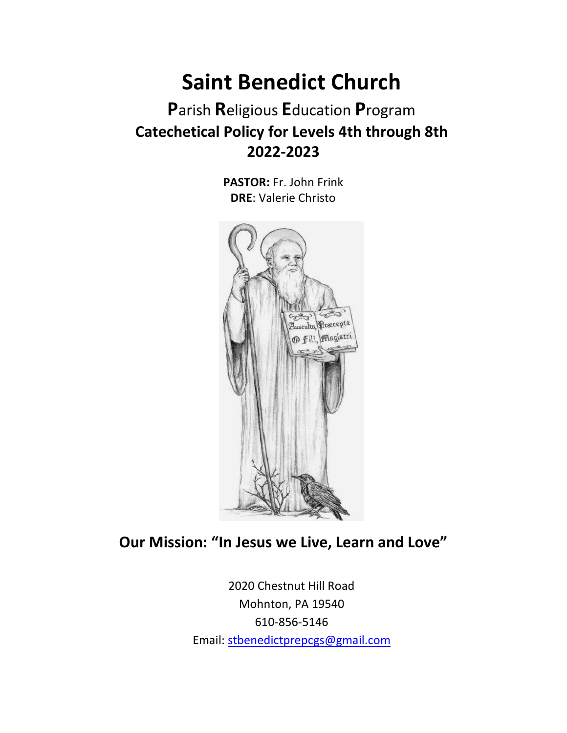# Saint Benedict Church

## **P**arish **R**eligious **E**ducation **P**rogram

## Catechetical Policy for Levels 4th through 8th

## 2022-2023

**PASTOR:** Fr. John Frink
**DRE**: Valerie Christo

## Our Mission: "In Jesus we Live, Learn and Love"

2020 Chestnut Hill Road
Mohnton, PA 19540
610-856-5146
Email: stbenedictprepcgs@gmail.com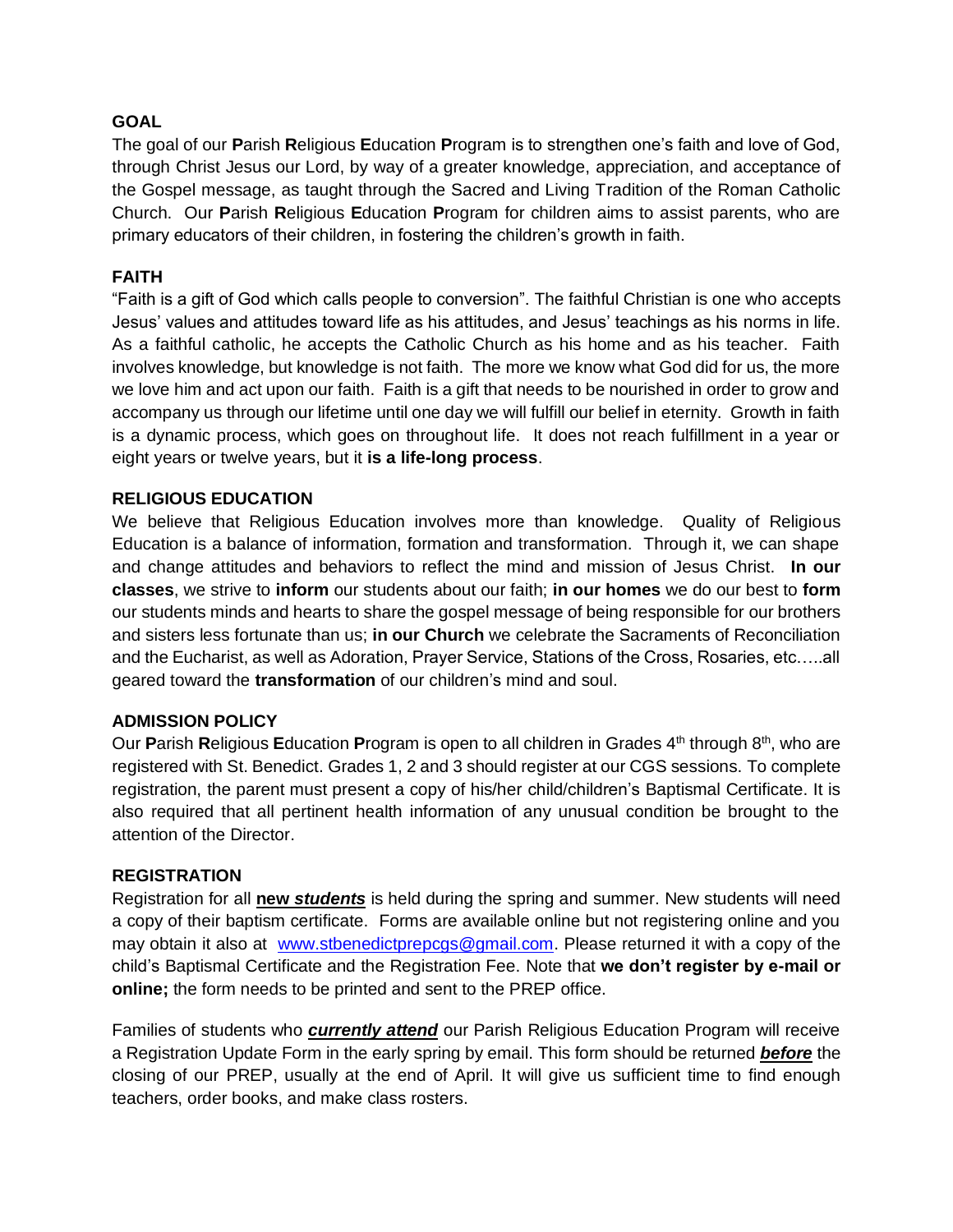**GOAL**

The goal of our **P**arish **R**eligious **E**ducation **P**rogram is to strengthen one's faith and love of God, through Christ Jesus our Lord, by way of a greater knowledge, appreciation, and acceptance of the Gospel message, as taught through the Sacred and Living Tradition of the Roman Catholic Church. Our **P**arish **R**eligious **E**ducation **P**rogram for children aims to assist parents, who are primary educators of their children, in fostering the children's growth in faith.

**FAITH**

"Faith is a gift of God which calls people to conversion". The faithful Christian is one who accepts Jesus' values and attitudes toward life as his attitudes, and Jesus' teachings as his norms in life. As a faithful catholic, he accepts the Catholic Church as his home and as his teacher. Faith involves knowledge, but knowledge is not faith. The more we know what God did for us, the more we love him and act upon our faith. Faith is a gift that needs to be nourished in order to grow and accompany us through our lifetime until one day we will fulfill our belief in eternity. Growth in faith is a dynamic process, which goes on throughout life. It does not reach fulfillment in a year or eight years or twelve years, but it **is a life-long process**.

**RELIGIOUS EDUCATION**

We believe that Religious Education involves more than knowledge. Quality of Religious Education is a balance of information, formation and transformation. Through it, we can shape and change attitudes and behaviors to reflect the mind and mission of Jesus Christ. **In our classes**, we strive to **inform** our students about our faith; **in our homes** we do our best to **form** our students minds and hearts to share the gospel message of being responsible for our brothers and sisters less fortunate than us; **in our Church** we celebrate the Sacraments of Reconciliation and the Eucharist, as well as Adoration, Prayer Service, Stations of the Cross, Rosaries, etc…..all geared toward the **transformation** of our children's mind and soul.

**ADMISSION POLICY**

Our **P**arish **R**eligious **E**ducation **P**rogram is open to all children in Grades 4th through 8th, who are registered with St. Benedict. Grades 1, 2 and 3 should register at our CGS sessions. To complete registration, the parent must present a copy of his/her child/children's Baptismal Certificate. It is also required that all pertinent health information of any unusual condition be brought to the attention of the Director.

**REGISTRATION**

Registration for all **new *students*** is held during the spring and summer. New students will need a copy of their baptism certificate. Forms are available online but not registering online and you may obtain it also at www.stbenedictprepcgs@gmail.com. Please returned it with a copy of the child's Baptismal Certificate and the Registration Fee. Note that **we don't register by e-mail or online;** the form needs to be printed and sent to the PREP office.

Families of students who ***currently attend*** our Parish Religious Education Program will receive a Registration Update Form in the early spring by email. This form should be returned ***before*** the closing of our PREP, usually at the end of April. It will give us sufficient time to find enough teachers, order books, and make class rosters.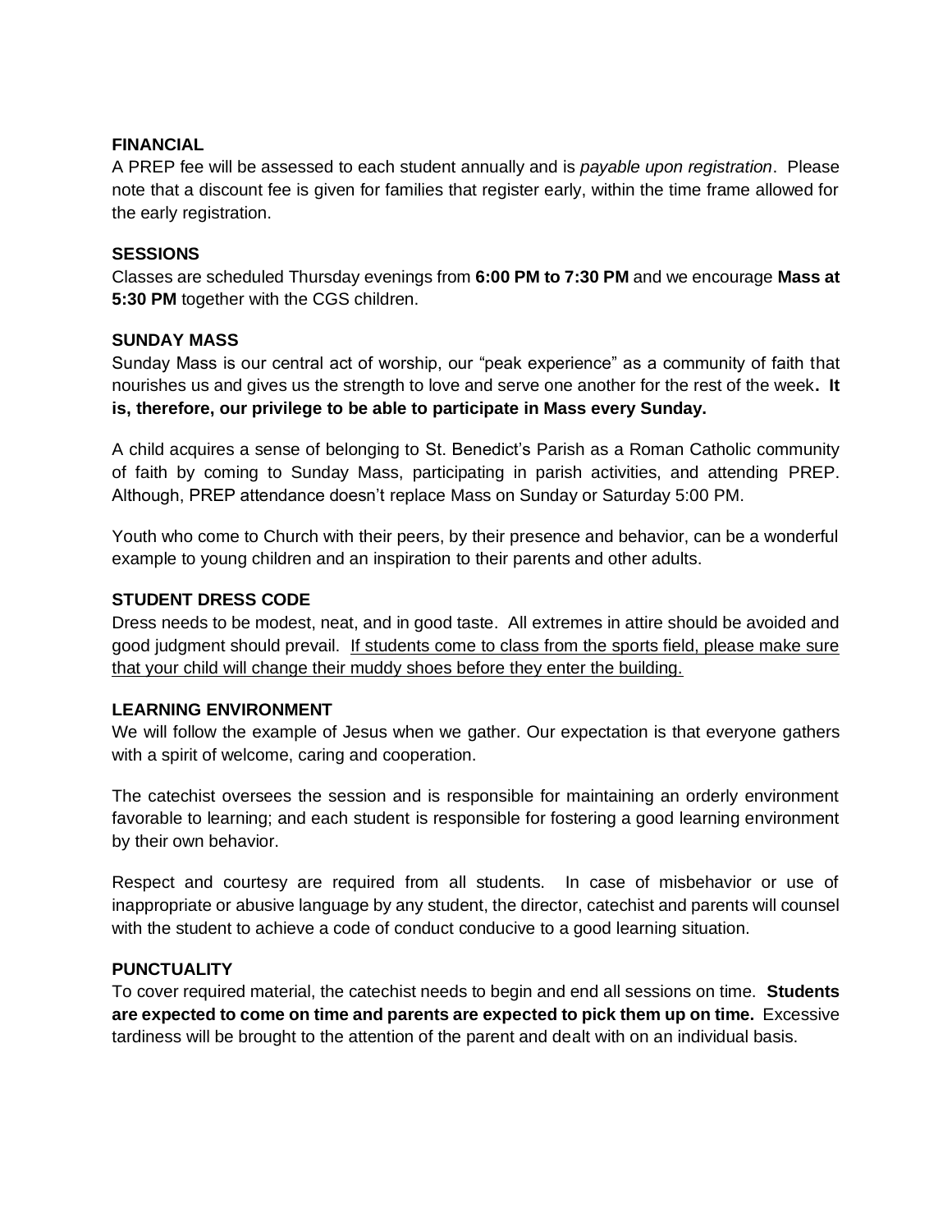**FINANCIAL**

A PREP fee will be assessed to each student annually and is *payable upon registration*. Please note that a discount fee is given for families that register early, within the time frame allowed for the early registration.

**SESSIONS**

Classes are scheduled Thursday evenings from **6:00 PM to 7:30 PM** and we encourage **Mass at 5:30 PM** together with the CGS children.

**SUNDAY MASS**

Sunday Mass is our central act of worship, our "peak experience" as a community of faith that nourishes us and gives us the strength to love and serve one another for the rest of the week**. It is, therefore, our privilege to be able to participate in Mass every Sunday.**

A child acquires a sense of belonging to St. Benedict's Parish as a Roman Catholic community of faith by coming to Sunday Mass, participating in parish activities, and attending PREP. Although, PREP attendance doesn't replace Mass on Sunday or Saturday 5:00 PM.

Youth who come to Church with their peers, by their presence and behavior, can be a wonderful example to young children and an inspiration to their parents and other adults.

**STUDENT DRESS CODE**

Dress needs to be modest, neat, and in good taste. All extremes in attire should be avoided and good judgment should prevail. <u>If students come to class from the sports field, please make sure that your child will change their muddy shoes before they enter the building.</u>

**LEARNING ENVIRONMENT**

We will follow the example of Jesus when we gather. Our expectation is that everyone gathers with a spirit of welcome, caring and cooperation.

The catechist oversees the session and is responsible for maintaining an orderly environment favorable to learning; and each student is responsible for fostering a good learning environment by their own behavior.

Respect and courtesy are required from all students. In case of misbehavior or use of inappropriate or abusive language by any student, the director, catechist and parents will counsel with the student to achieve a code of conduct conducive to a good learning situation.

**PUNCTUALITY**

To cover required material, the catechist needs to begin and end all sessions on time. **Students are expected to come on time and parents are expected to pick them up on time.** Excessive tardiness will be brought to the attention of the parent and dealt with on an individual basis.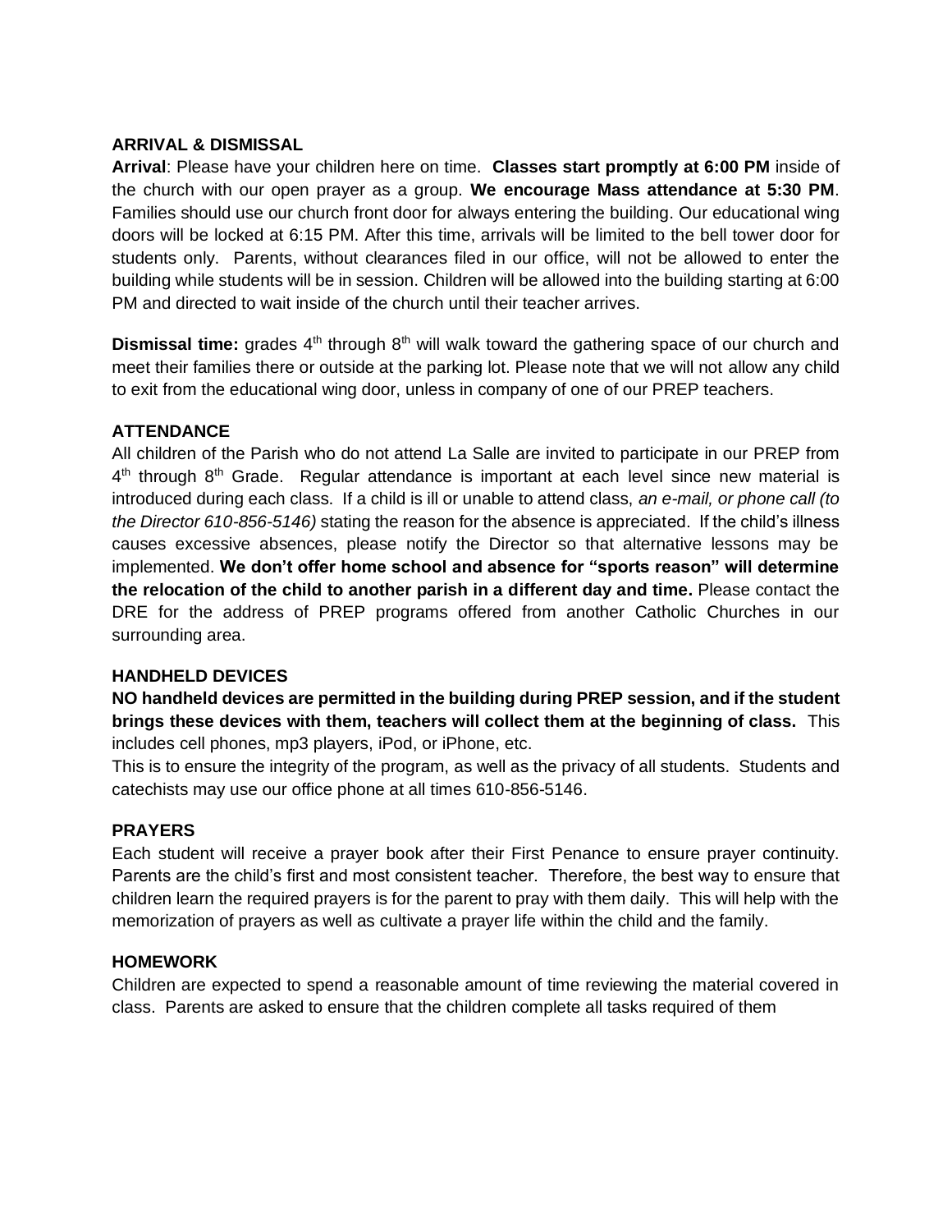### ARRIVAL & DISMISSAL

**Arrival**: Please have your children here on time. **Classes start promptly at 6:00 PM** inside of the church with our open prayer as a group. **We encourage Mass attendance at 5:30 PM**. Families should use our church front door for always entering the building. Our educational wing doors will be locked at 6:15 PM. After this time, arrivals will be limited to the bell tower door for students only. Parents, without clearances filed in our office, will not be allowed to enter the building while students will be in session. Children will be allowed into the building starting at 6:00 PM and directed to wait inside of the church until their teacher arrives.

**Dismissal time:** grades 4th through 8th will walk toward the gathering space of our church and meet their families there or outside at the parking lot. Please note that we will not allow any child to exit from the educational wing door, unless in company of one of our PREP teachers.

### ATTENDANCE

All children of the Parish who do not attend La Salle are invited to participate in our PREP from 4th through 8th Grade. Regular attendance is important at each level since new material is introduced during each class. If a child is ill or unable to attend class, *an e-mail, or phone call (to the Director 610-856-5146)* stating the reason for the absence is appreciated. If the child's illness causes excessive absences, please notify the Director so that alternative lessons may be implemented. **We don't offer home school and absence for "sports reason" will determine the relocation of the child to another parish in a different day and time.** Please contact the DRE for the address of PREP programs offered from another Catholic Churches in our surrounding area.

### HANDHELD DEVICES

**NO handheld devices are permitted in the building during PREP session, and if the student brings these devices with them, teachers will collect them at the beginning of class.** This includes cell phones, mp3 players, iPod, or iPhone, etc.

This is to ensure the integrity of the program, as well as the privacy of all students. Students and catechists may use our office phone at all times 610-856-5146.

### PRAYERS

Each student will receive a prayer book after their First Penance to ensure prayer continuity. Parents are the child's first and most consistent teacher. Therefore, the best way to ensure that children learn the required prayers is for the parent to pray with them daily. This will help with the memorization of prayers as well as cultivate a prayer life within the child and the family.

### HOMEWORK

Children are expected to spend a reasonable amount of time reviewing the material covered in class. Parents are asked to ensure that the children complete all tasks required of them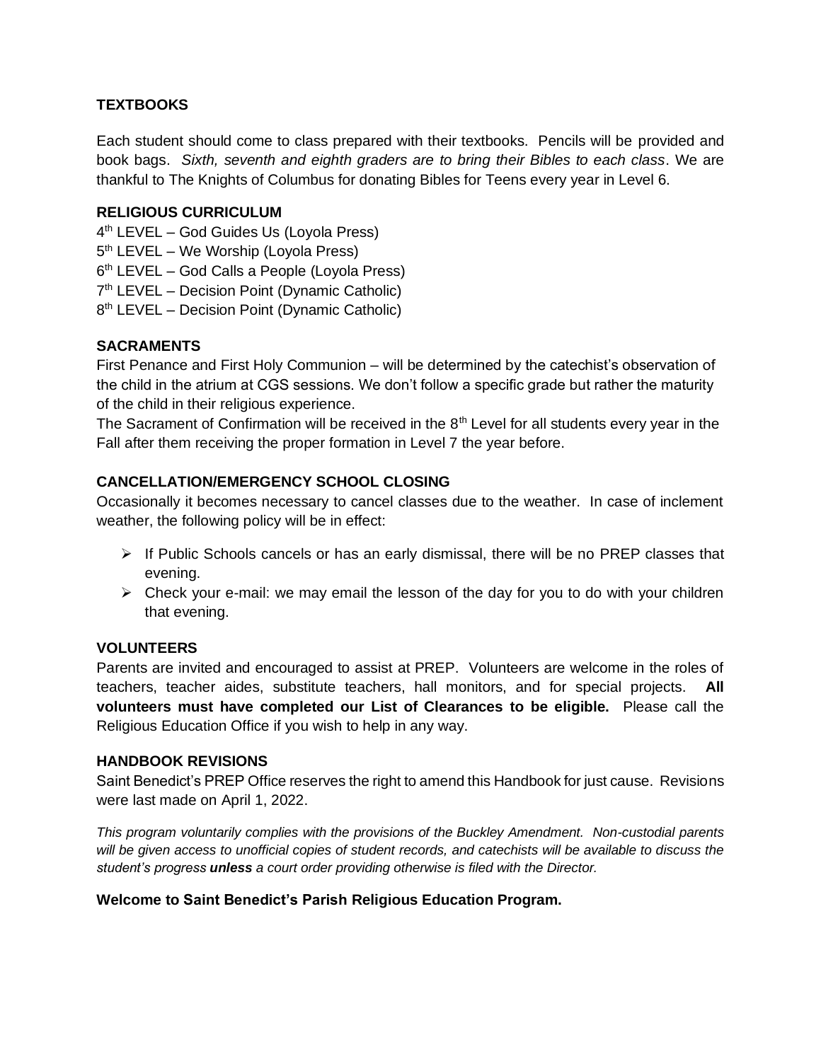## TEXTBOOKS

Each student should come to class prepared with their textbooks. Pencils will be provided and book bags. *Sixth, seventh and eighth graders are to bring their Bibles to each class*. We are thankful to The Knights of Columbus for donating Bibles for Teens every year in Level 6.

## RELIGIOUS CURRICULUM

4th LEVEL – God Guides Us (Loyola Press)
5th LEVEL – We Worship (Loyola Press)
6th LEVEL – God Calls a People (Loyola Press)
7th LEVEL – Decision Point (Dynamic Catholic)
8th LEVEL – Decision Point (Dynamic Catholic)

## SACRAMENTS

First Penance and First Holy Communion – will be determined by the catechist's observation of the child in the atrium at CGS sessions. We don't follow a specific grade but rather the maturity of the child in their religious experience.
The Sacrament of Confirmation will be received in the 8th Level for all students every year in the Fall after them receiving the proper formation in Level 7 the year before.

## CANCELLATION/EMERGENCY SCHOOL CLOSING

Occasionally it becomes necessary to cancel classes due to the weather. In case of inclement weather, the following policy will be in effect:

- If Public Schools cancels or has an early dismissal, there will be no PREP classes that evening.
- Check your e-mail: we may email the lesson of the day for you to do with your children that evening.

## VOLUNTEERS

Parents are invited and encouraged to assist at PREP. Volunteers are welcome in the roles of teachers, teacher aides, substitute teachers, hall monitors, and for special projects. **All volunteers must have completed our List of Clearances to be eligible.** Please call the Religious Education Office if you wish to help in any way.

## HANDBOOK REVISIONS

Saint Benedict's PREP Office reserves the right to amend this Handbook for just cause. Revisions were last made on April 1, 2022.

*This program voluntarily complies with the provisions of the Buckley Amendment. Non-custodial parents will be given access to unofficial copies of student records, and catechists will be available to discuss the student's progress* ***unless*** *a court order providing otherwise is filed with the Director.*

**Welcome to Saint Benedict's Parish Religious Education Program.**